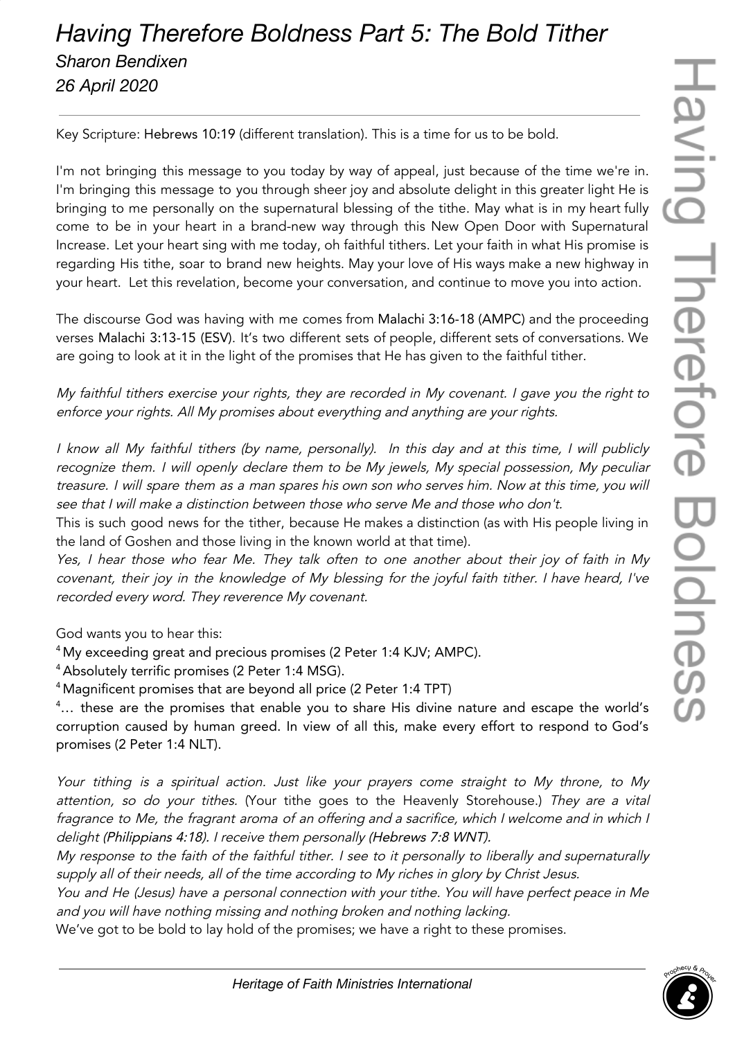# *Having Therefore Boldness Part 5: The Bold Tither*

*Sharon Bendixen*

*26 April 2020*

---

Key Scripture: Hebrews 10:19 (different translation). This is a time for us to be bold.

I'm not bringing this message to you today by way of appeal, just because of the time we're in. I'm bringing this message to you through sheer joy and absolute delight in this greater light He is bringing to me personally on the supernatural blessing of the tithe. May what is in my heart fully come to be in your heart in a brand-new way through this New Open Door with Supernatural Increase. Let your heart sing with me today, oh faithful tithers. Let your faith in what His promise is regarding His tithe, soar to brand new heights. May your love of His ways make a new highway in your heart. Let this revelation, become your conversation, and continue to move you into action.

The discourse God was having with me comes from Malachi 3:16-18 (AMPC) and the proceeding verses Malachi 3:13-15 (ESV). It's two different sets of people, different sets of conversations. We are going to look at it in the light of the promises that He has given to the faithful tither.

*My faithful tithers exercise your rights, they are recorded in My covenant. I gave you the right to enforce your rights. All My promises about everything and anything are your rights.*

*I know all My faithful tithers (by name, personally). In this day and at this time, I will publicly recognize them. I will openly declare them to be My jewels, My special possession, My peculiar treasure. I will spare them as a man spares his own son who serves him. Now at this time, you will see that I will make a distinction between those who serve Me and those who don't.*

This is such good news for the tither, because He makes a distinction (as with His people living in the land of Goshen and those living in the known world at that time).

*Yes, I hear those who fear Me. They talk often to one another about their joy of faith in My covenant, their joy in the knowledge of My blessing for the joyful faith tither. I have heard, I've recorded every word. They reverence My covenant.*

God wants you to hear this:

[4] My exceeding great and precious promises (2 Peter 1:4 KJV; AMPC).

[4] Absolutely terrific promises (2 Peter 1:4 MSG).

[4] Magnificent promises that are beyond all price (2 Peter 1:4 TPT)

[4]… these are the promises that enable you to share His divine nature and escape the world's corruption caused by human greed. In view of all this, make every effort to respond to God's promises (2 Peter 1:4 NLT).

*Your tithing is a spiritual action. Just like your prayers come straight to My throne, to My attention, so do your tithes.* (Your tithe goes to the Heavenly Storehouse.) *They are a vital fragrance to Me, the fragrant aroma of an offering and a sacrifice, which I welcome and in which I delight (Philippians 4:18). I receive them personally (Hebrews 7:8 WNT).*

*My response to the faith of the faithful tither. I see to it personally to liberally and supernaturally supply all of their needs, all of the time according to My riches in glory by Christ Jesus.*

*You and He (Jesus) have a personal connection with your tithe. You will have perfect peace in Me and you will have nothing missing and nothing broken and nothing lacking.*

We've got to be bold to lay hold of the promises; we have a right to these promises.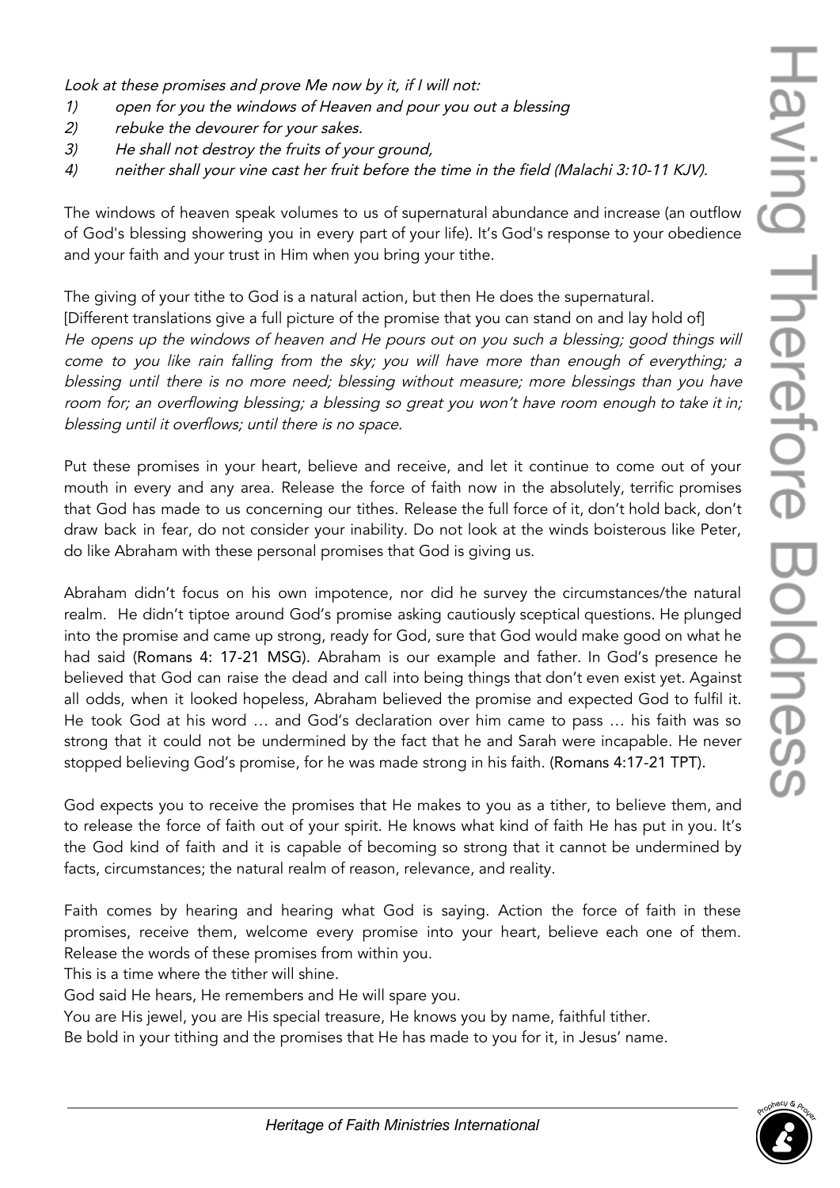*Look at these promises and prove Me now by it, if I will not:*

1) *open for you the windows of Heaven and pour you out a blessing*
2) *rebuke the devourer for your sakes.*
3) *He shall not destroy the fruits of your ground,*
4) *neither shall your vine cast her fruit before the time in the field (Malachi 3:10-11 KJV).*

The windows of heaven speak volumes to us of supernatural abundance and increase (an outflow of God's blessing showering you in every part of your life). It's God's response to your obedience and your faith and your trust in Him when you bring your tithe.

The giving of your tithe to God is a natural action, but then He does the supernatural.
[Different translations give a full picture of the promise that you can stand on and lay hold of]
*He opens up the windows of heaven and He pours out on you such a blessing; good things will come to you like rain falling from the sky; you will have more than enough of everything; a blessing until there is no more need; blessing without measure; more blessings than you have room for; an overflowing blessing; a blessing so great you won't have room enough to take it in; blessing until it overflows; until there is no space.*

Put these promises in your heart, believe and receive, and let it continue to come out of your mouth in every and any area. Release the force of faith now in the absolutely, terrific promises that God has made to us concerning our tithes. Release the full force of it, don't hold back, don't draw back in fear, do not consider your inability. Do not look at the winds boisterous like Peter, do like Abraham with these personal promises that God is giving us.

Abraham didn't focus on his own impotence, nor did he survey the circumstances/the natural realm. He didn't tiptoe around God's promise asking cautiously sceptical questions. He plunged into the promise and came up strong, ready for God, sure that God would make good on what he had said (Romans 4: 17-21 MSG). Abraham is our example and father. In God's presence he believed that God can raise the dead and call into being things that don't even exist yet. Against all odds, when it looked hopeless, Abraham believed the promise and expected God to fulfil it. He took God at his word … and God's declaration over him came to pass … his faith was so strong that it could not be undermined by the fact that he and Sarah were incapable. He never stopped believing God's promise, for he was made strong in his faith. (Romans 4:17-21 TPT).

God expects you to receive the promises that He makes to you as a tither, to believe them, and to release the force of faith out of your spirit. He knows what kind of faith He has put in you. It's the God kind of faith and it is capable of becoming so strong that it cannot be undermined by facts, circumstances; the natural realm of reason, relevance, and reality.

Faith comes by hearing and hearing what God is saying. Action the force of faith in these promises, receive them, welcome every promise into your heart, believe each one of them. Release the words of these promises from within you.
This is a time where the tither will shine.
God said He hears, He remembers and He will spare you.
You are His jewel, you are His special treasure, He knows you by name, faithful tither.
Be bold in your tithing and the promises that He has made to you for it, in Jesus' name.